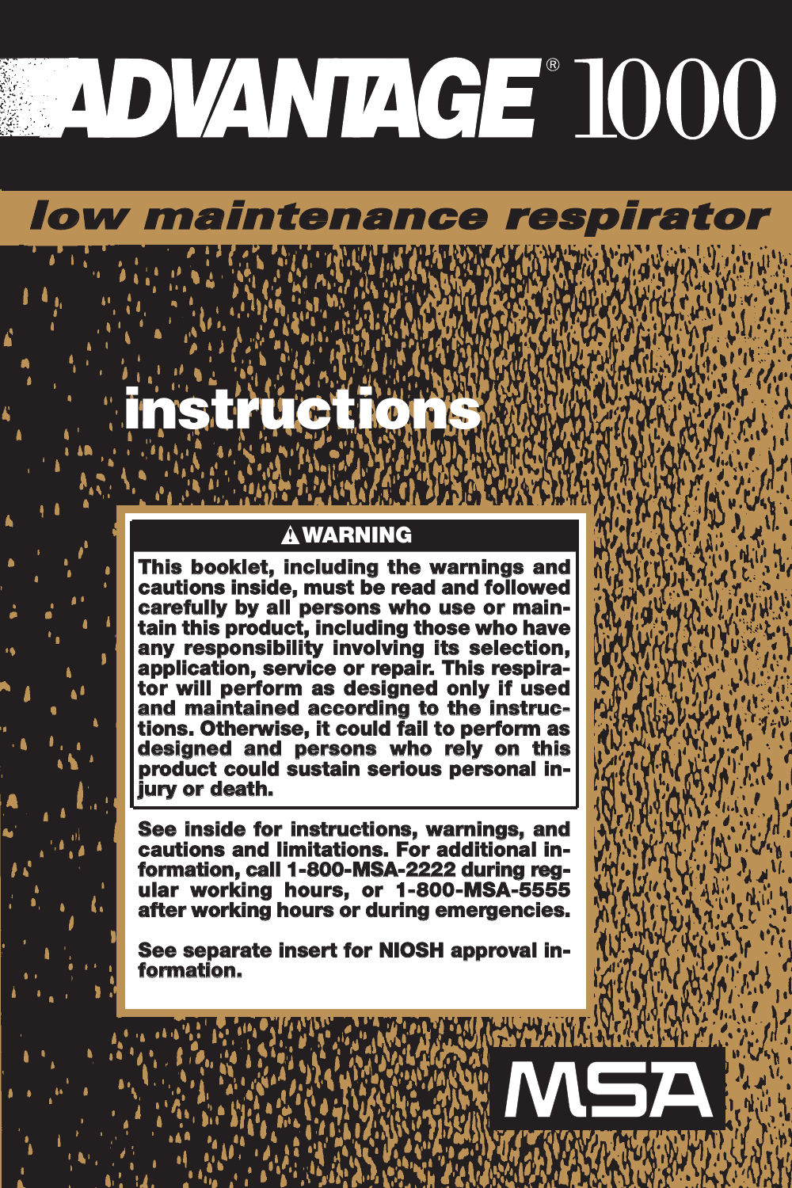# ADVANTAGE® 1000

## low maintenance respirator

# instructions

**⚠WARNING**

**This booklet, including the warnings and cautions inside, must be read and followed carefully by all persons who use or maintain this product, including those who have any responsibility involving its selection, application, service or repair. This respirator will perform as designed only if used and maintained according to the instructions. Otherwise, it could fail to perform as designed and persons who rely on this product could sustain serious personal injury or death.**

**See inside for instructions, warnings, and cautions and limitations. For additional information, call 1-800-MSA-2222 during regular working hours, or 1-800-MSA-5555 after working hours or during emergencies.**

**See separate insert for NIOSH approval information.**

MSA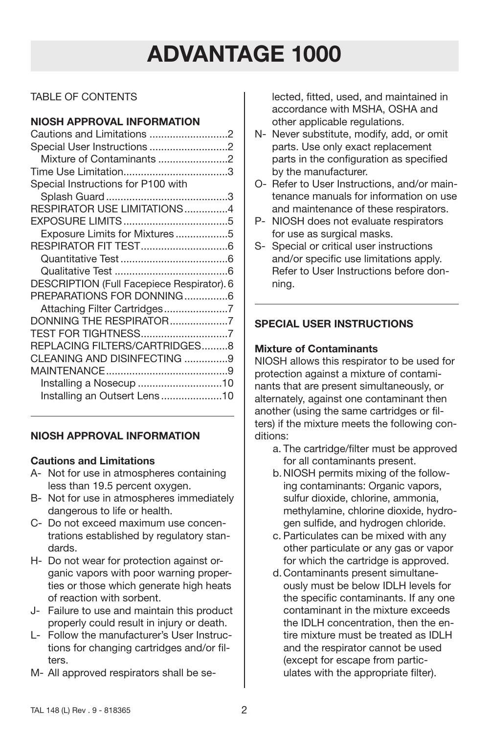# ADVANTAGE 1000

TABLE OF CONTENTS

**NIOSH APPROVAL INFORMATION**

Cautions and Limitations ........................... 2
Special User Instructions ........................... 2
Mixture of Contaminants ........................ 2
Time Use Limitation.................................... 3
Special Instructions for P100 with Splash Guard .......................................... 3
RESPIRATOR USE LIMITATIONS............... 4
EXPOSURE LIMITS .................................... 5
Exposure Limits for Mixtures .................. 5
RESPIRATOR FIT TEST.............................. 6
Quantitative Test ..................................... 6
Qualitative Test ....................................... 6
DESCRIPTION (Full Facepiece Respirator). 6
PREPARATIONS FOR DONNING............... 6
Attaching Filter Cartridges...................... 7
DONNING THE RESPIRATOR.................... 7
TEST FOR TIGHTNESS.............................. 7
REPLACING FILTERS/CARTRIDGES......... 8
CLEANING AND DISINFECTING ............... 9
MAINTENANCE.......................................... 9
Installing a Nosecup ............................. 10
Installing an Outsert Lens ..................... 10

## NIOSH APPROVAL INFORMATION

### Cautions and Limitations

A- Not for use in atmospheres containing less than 19.5 percent oxygen.

B- Not for use in atmospheres immediately dangerous to life or health.

C- Do not exceed maximum use concentrations established by regulatory standards.

H- Do not wear for protection against organic vapors with poor warning properties or those which generate high heats of reaction with sorbent.

J- Failure to use and maintain this product properly could result in injury or death.

L- Follow the manufacturer's User Instructions for changing cartridges and/or filters.

M- All approved respirators shall be selected, fitted, used, and maintained in accordance with MSHA, OSHA and other applicable regulations.

N- Never substitute, modify, add, or omit parts. Use only exact replacement parts in the configuration as specified by the manufacturer.

O- Refer to User Instructions, and/or maintenance manuals for information on use and maintenance of these respirators.

P- NIOSH does not evaluate respirators for use as surgical masks.

S- Special or critical user instructions and/or specific use limitations apply. Refer to User Instructions before donning.

## SPECIAL USER INSTRUCTIONS

### Mixture of Contaminants

NIOSH allows this respirator to be used for protection against a mixture of contaminants that are present simultaneously, or alternately, against one contaminant then another (using the same cartridges or filters) if the mixture meets the following conditions:

a. The cartridge/filter must be approved for all contaminants present.

b. NIOSH permits mixing of the following contaminants: Organic vapors, sulfur dioxide, chlorine, ammonia, methylamine, chlorine dioxide, hydrogen sulfide, and hydrogen chloride.

c. Particulates can be mixed with any other particulate or any gas or vapor for which the cartridge is approved.

d. Contaminants present simultaneously must be below IDLH levels for the specific contaminants. If any one contaminant in the mixture exceeds the IDLH concentration, then the entire mixture must be treated as IDLH and the respirator cannot be used (except for escape from particulates with the appropriate filter).

TAL 148 (L) Rev . 9 - 818365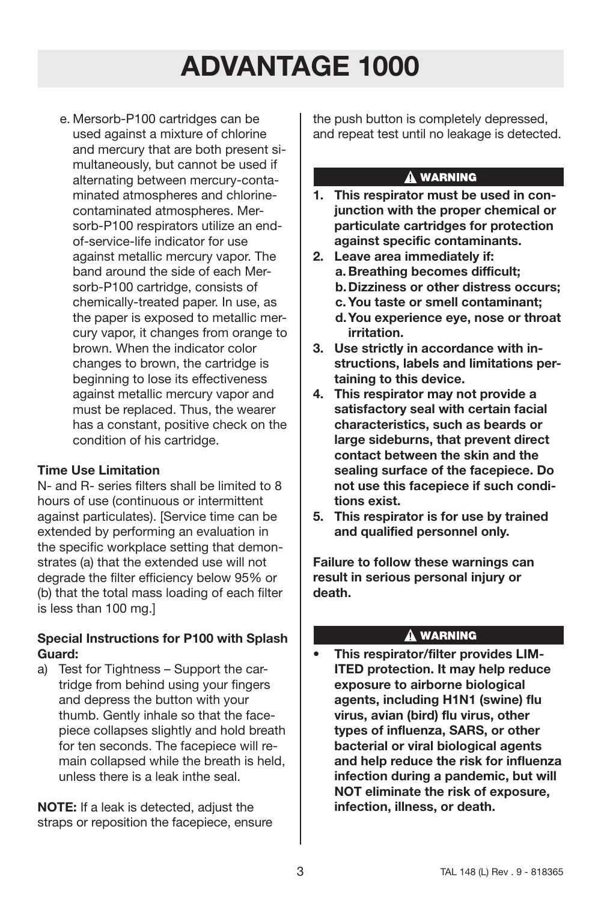e. Mersorb-P100 cartridges can be used against a mixture of chlorine and mercury that are both present simultaneously, but cannot be used if alternating between mercury-contaminated atmospheres and chlorine-contaminated atmospheres. Mersorb-P100 respirators utilize an end-of-service-life indicator for use against metallic mercury vapor. The band around the side of each Mersorb-P100 cartridge, consists of chemically-treated paper. In use, as the paper is exposed to metallic mercury vapor, it changes from orange to brown. When the indicator color changes to brown, the cartridge is beginning to lose its effectiveness against metallic mercury vapor and must be replaced. Thus, the wearer has a constant, positive check on the condition of his cartridge.

**Time Use Limitation**

N- and R- series filters shall be limited to 8 hours of use (continuous or intermittent against particulates). [Service time can be extended by performing an evaluation in the specific workplace setting that demonstrates (a) that the extended use will not degrade the filter efficiency below 95% or (b) that the total mass loading of each filter is less than 100 mg.]

**Special Instructions for P100 with Splash Guard:**

a) Test for Tightness – Support the cartridge from behind using your fingers and depress the button with your thumb. Gently inhale so that the facepiece collapses slightly and hold breath for ten seconds. The facepiece will remain collapsed while the breath is held, unless there is a leak inthe seal.

**NOTE:** If a leak is detected, adjust the straps or reposition the facepiece, ensure the push button is completely depressed, and repeat test until no leakage is detected.

**⚠ WARNING**

1. **This respirator must be used in conjunction with the proper chemical or particulate cartridges for protection against specific contaminants.**
2. **Leave area immediately if:**
   a. **Breathing becomes difficult;**
   b. **Dizziness or other distress occurs;**
   c. **You taste or smell contaminant;**
   d. **You experience eye, nose or throat irritation.**
3. **Use strictly in accordance with instructions, labels and limitations pertaining to this device.**
4. **This respirator may not provide a satisfactory seal with certain facial characteristics, such as beards or large sideburns, that prevent direct contact between the skin and the sealing surface of the facepiece. Do not use this facepiece if such conditions exist.**
5. **This respirator is for use by trained and qualified personnel only.**

**Failure to follow these warnings can result in serious personal injury or death.**

**⚠ WARNING**

- **This respirator/filter provides LIMITED protection. It may help reduce exposure to airborne biological agents, including H1N1 (swine) flu virus, avian (bird) flu virus, other types of influenza, SARS, or other bacterial or viral biological agents and help reduce the risk for influenza infection during a pandemic, but will NOT eliminate the risk of exposure, infection, illness, or death.**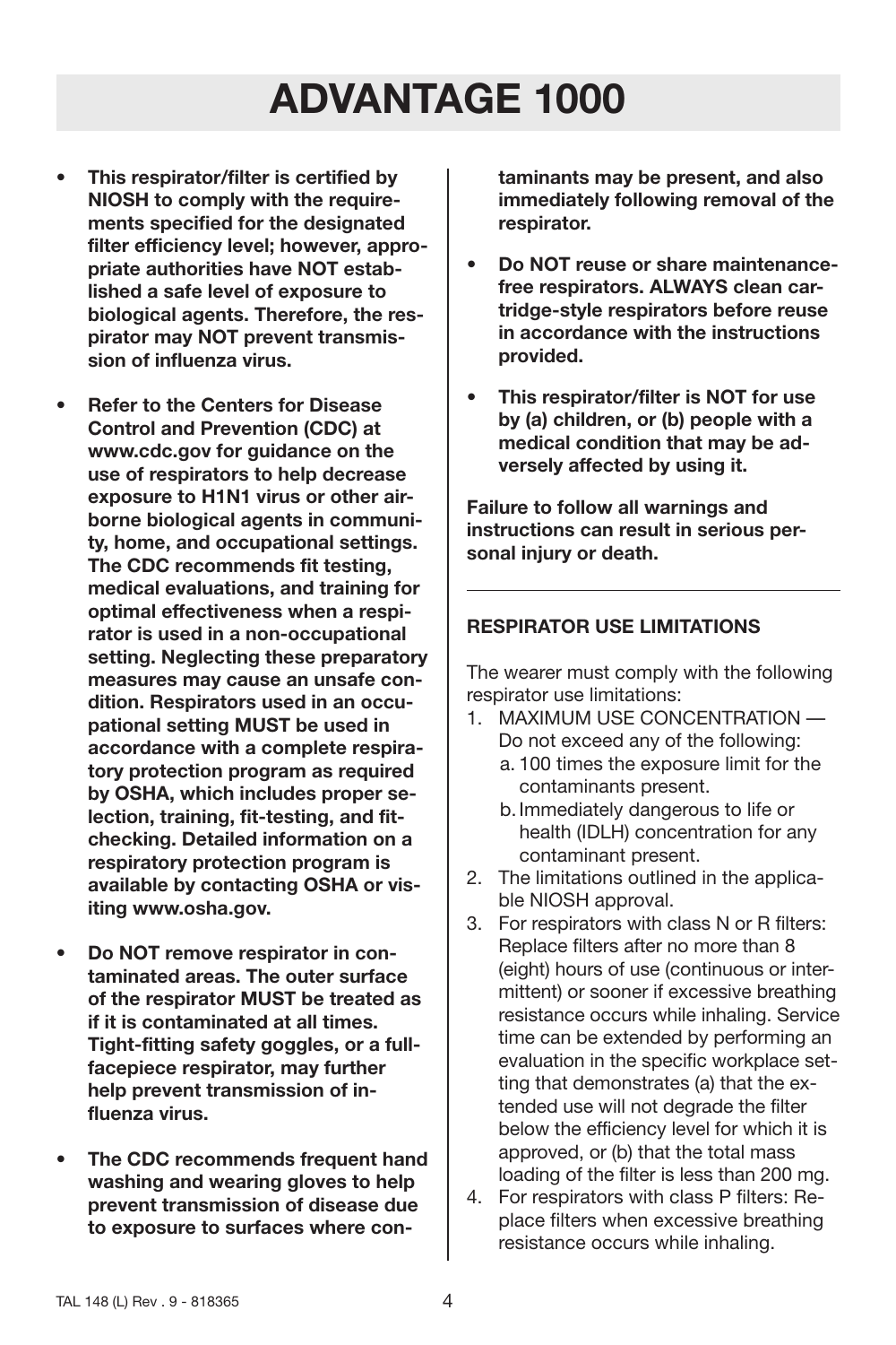# ADVANTAGE 1000

- **This respirator/filter is certified by NIOSH to comply with the requirements specified for the designated filter efficiency level; however, appropriate authorities have NOT established a safe level of exposure to biological agents. Therefore, the respirator may NOT prevent transmission of influenza virus.**

- **Refer to the Centers for Disease Control and Prevention (CDC) at www.cdc.gov for guidance on the use of respirators to help decrease exposure to H1N1 virus or other airborne biological agents in community, home, and occupational settings. The CDC recommends fit testing, medical evaluations, and training for optimal effectiveness when a respirator is used in a non-occupational setting. Neglecting these preparatory measures may cause an unsafe condition. Respirators used in an occupational setting MUST be used in accordance with a complete respiratory protection program as required by OSHA, which includes proper selection, training, fit-testing, and fit-checking. Detailed information on a respiratory protection program is available by contacting OSHA or visiting www.osha.gov.**

- **Do NOT remove respirator in contaminated areas. The outer surface of the respirator MUST be treated as if it is contaminated at all times. Tight-fitting safety goggles, or a full-facepiece respirator, may further help prevent transmission of influenza virus.**

- **The CDC recommends frequent hand washing and wearing gloves to help prevent transmission of disease due to exposure to surfaces where contaminants may be present, and also immediately following removal of the respirator.**

- **Do NOT reuse or share maintenance-free respirators. ALWAYS clean cartridge-style respirators before reuse in accordance with the instructions provided.**

- **This respirator/filter is NOT for use by (a) children, or (b) people with a medical condition that may be adversely affected by using it.**

**Failure to follow all warnings and instructions can result in serious personal injury or death.**

---

**RESPIRATOR USE LIMITATIONS**

The wearer must comply with the following respirator use limitations:

1. MAXIMUM USE CONCENTRATION — Do not exceed any of the following:
   a. 100 times the exposure limit for the contaminants present.
   b. Immediately dangerous to life or health (IDLH) concentration for any contaminant present.
2. The limitations outlined in the applicable NIOSH approval.
3. For respirators with class N or R filters: Replace filters after no more than 8 (eight) hours of use (continuous or intermittent) or sooner if excessive breathing resistance occurs while inhaling. Service time can be extended by performing an evaluation in the specific workplace setting that demonstrates (a) that the extended use will not degrade the filter below the efficiency level for which it is approved, or (b) that the total mass loading of the filter is less than 200 mg.
4. For respirators with class P filters: Replace filters when excessive breathing resistance occurs while inhaling.

TAL 148 (L) Rev . 9 - 818365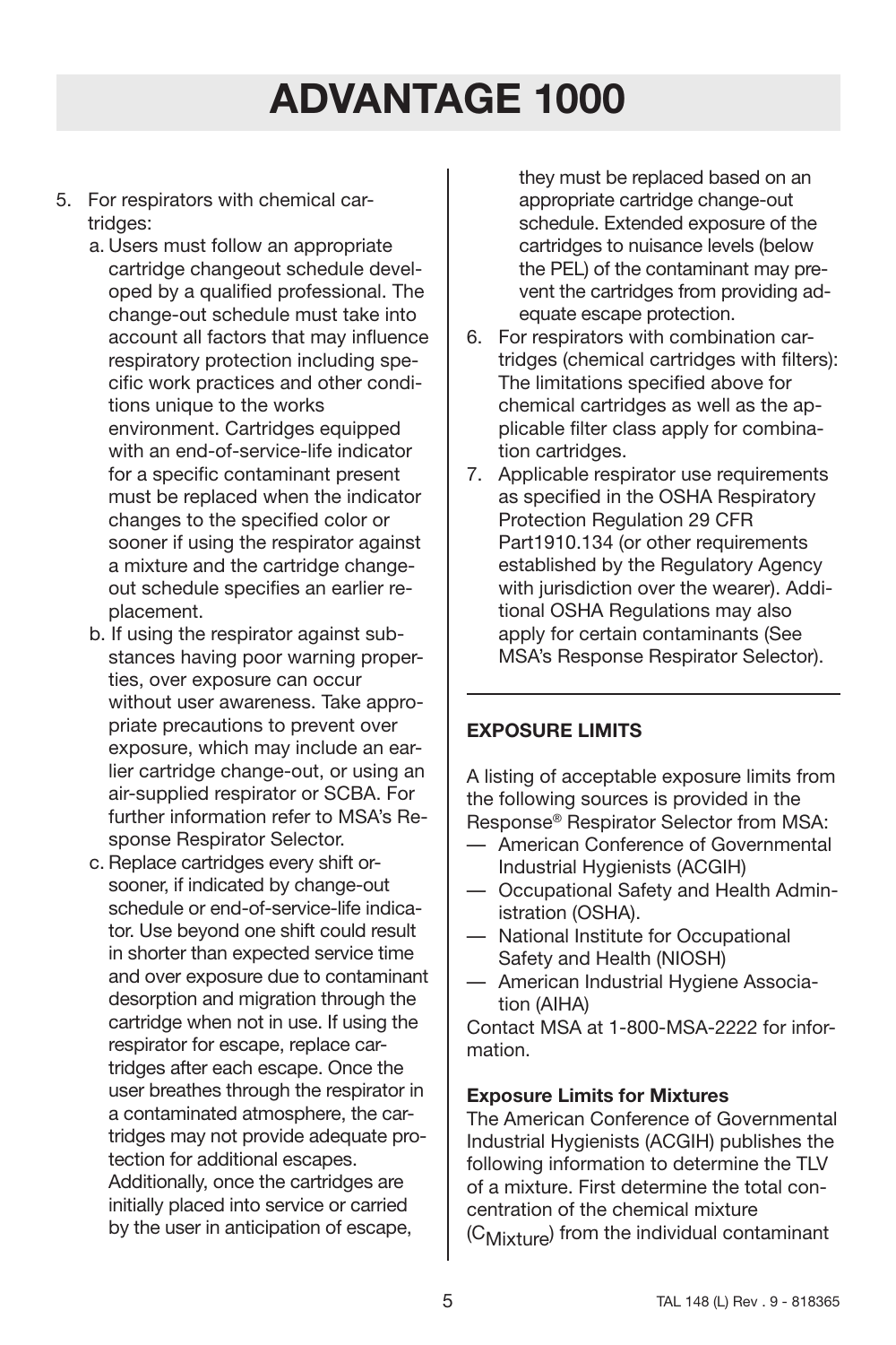5. For respirators with chemical cartridges:
   a. Users must follow an appropriate cartridge changeout schedule developed by a qualified professional. The change-out schedule must take into account all factors that may influence respiratory protection including specific work practices and other conditions unique to the works environment. Cartridges equipped with an end-of-service-life indicator for a specific contaminant present must be replaced when the indicator changes to the specified color or sooner if using the respirator against a mixture and the cartridge change-out schedule specifies an earlier replacement.
   b. If using the respirator against substances having poor warning properties, over exposure can occur without user awareness. Take appropriate precautions to prevent over exposure, which may include an earlier cartridge change-out, or using an air-supplied respirator or SCBA. For further information refer to MSA's Response Respirator Selector.
   c. Replace cartridges every shift or-sooner, if indicated by change-out schedule or end-of-service-life indicator. Use beyond one shift could result in shorter than expected service time and over exposure due to contaminant desorption and migration through the cartridge when not in use. If using the respirator for escape, replace cartridges after each escape. Once the user breathes through the respirator in a contaminated atmosphere, the cartridges may not provide adequate protection for additional escapes. Additionally, once the cartridges are initially placed into service or carried by the user in anticipation of escape, they must be replaced based on an appropriate cartridge change-out schedule. Extended exposure of the cartridges to nuisance levels (below the PEL) of the contaminant may prevent the cartridges from providing adequate escape protection.
6. For respirators with combination cartridges (chemical cartridges with filters): The limitations specified above for chemical cartridges as well as the applicable filter class apply for combination cartridges.
7. Applicable respirator use requirements as specified in the OSHA Respiratory Protection Regulation 29 CFR Part1910.134 (or other requirements established by the Regulatory Agency with jurisdiction over the wearer). Additional OSHA Regulations may also apply for certain contaminants (See MSA's Response Respirator Selector).

**EXPOSURE LIMITS**

A listing of acceptable exposure limits from the following sources is provided in the Response® Respirator Selector from MSA:

- American Conference of Governmental Industrial Hygienists (ACGIH)
- Occupational Safety and Health Administration (OSHA).
- National Institute for Occupational Safety and Health (NIOSH)
- American Industrial Hygiene Association (AIHA)

Contact MSA at 1-800-MSA-2222 for information.

**Exposure Limits for Mixtures**

The American Conference of Governmental Industrial Hygienists (ACGIH) publishes the following information to determine the TLV of a mixture. First determine the total concentration of the chemical mixture ($C_{Mixture}$) from the individual contaminant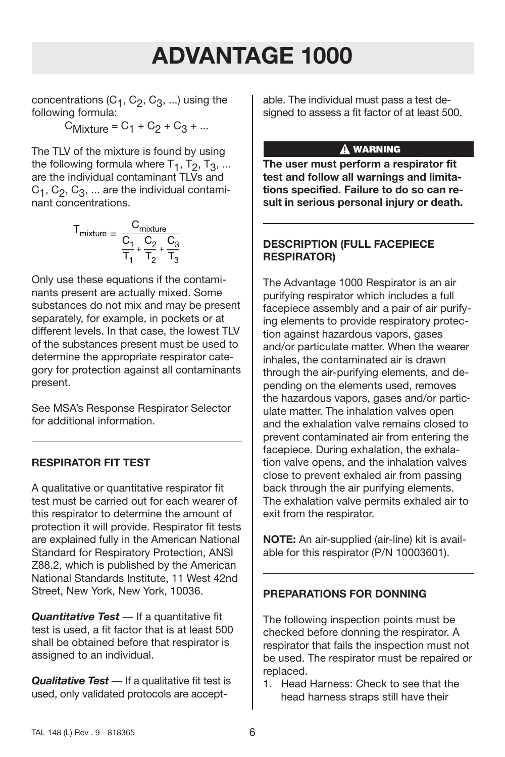concentrations ($C_1$, $C_2$, $C_3$, ...) using the following formula:

$$C_{Mixture} = C_1 + C_2 + C_3 + ...$$

The TLV of the mixture is found by using the following formula where $T_1$, $T_2$, $T_3$, ... are the individual contaminant TLVs and $C_1$, $C_2$, $C_3$, ... are the individual contaminant concentrations.

$$T_{mixture} = \frac{C_{mixture}}{\frac{C_1}{T_1} + \frac{C_2}{T_2} + \frac{C_3}{T_3}}$$

Only use these equations if the contaminants present are actually mixed. Some substances do not mix and may be present separately, for example, in pockets or at different levels. In that case, the lowest TLV of the substances present must be used to determine the appropriate respirator category for protection against all contaminants present.

See MSA's Response Respirator Selector for additional information.

## RESPIRATOR FIT TEST

A qualitative or quantitative respirator fit test must be carried out for each wearer of this respirator to determine the amount of protection it will provide. Respirator fit tests are explained fully in the American National Standard for Respiratory Protection, ANSI Z88.2, which is published by the American National Standards Institute, 11 West 42nd Street, New York, New York, 10036.

***Quantitative Test*** — If a quantitative fit test is used, a fit factor that is at least 500 shall be obtained before that respirator is assigned to an individual.

***Qualitative Test*** — If a qualitative fit test is used, only validated protocols are acceptable. The individual must pass a test designed to assess a fit factor of at least 500.

**⚠ WARNING**

**The user must perform a respirator fit test and follow all warnings and limitations specified. Failure to do so can result in serious personal injury or death.**

## DESCRIPTION (FULL FACEPIECE RESPIRATOR)

The Advantage 1000 Respirator is an air purifying respirator which includes a full facepiece assembly and a pair of air purifying elements to provide respiratory protection against hazardous vapors, gases and/or particulate matter. When the wearer inhales, the contaminated air is drawn through the air-purifying elements, and depending on the elements used, removes the hazardous vapors, gases and/or particulate matter. The inhalation valves open and the exhalation valve remains closed to prevent contaminated air from entering the facepiece. During exhalation, the exhalation valve opens, and the inhalation valves close to prevent exhaled air from passing back through the air purifying elements. The exhalation valve permits exhaled air to exit from the respirator.

**NOTE:** An air-supplied (air-line) kit is available for this respirator (P/N 10003601).

## PREPARATIONS FOR DONNING

The following inspection points must be checked before donning the respirator. A respirator that fails the inspection must not be used. The respirator must be repaired or replaced.

1. Head Harness: Check to see that the head harness straps still have their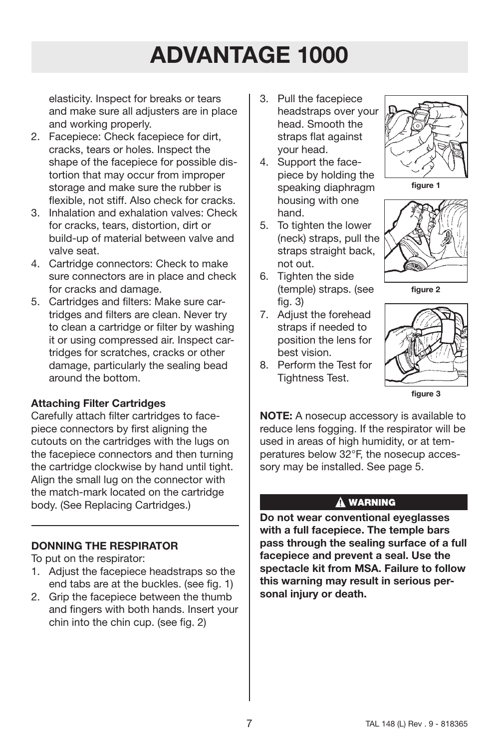elasticity. Inspect for breaks or tears and make sure all adjusters are in place and working properly.

2. Facepiece: Check facepiece for dirt, cracks, tears or holes. Inspect the shape of the facepiece for possible distortion that may occur from improper storage and make sure the rubber is flexible, not stiff. Also check for cracks.
3. Inhalation and exhalation valves: Check for cracks, tears, distortion, dirt or build-up of material between valve and valve seat.
4. Cartridge connectors: Check to make sure connectors are in place and check for cracks and damage.
5. Cartridges and filters: Make sure cartridges and filters are clean. Never try to clean a cartridge or filter by washing it or using compressed air. Inspect cartridges for scratches, cracks or other damage, particularly the sealing bead around the bottom.

**Attaching Filter Cartridges**

Carefully attach filter cartridges to facepiece connectors by first aligning the cutouts on the cartridges with the lugs on the facepiece connectors and then turning the cartridge clockwise by hand until tight. Align the small lug on the connector with the match-mark located on the cartridge body. (See Replacing Cartridges.)

---

**DONNING THE RESPIRATOR**

To put on the respirator:

1. Adjust the facepiece headstraps so the end tabs are at the buckles. (see fig. 1)
2. Grip the facepiece between the thumb and fingers with both hands. Insert your chin into the chin cup. (see fig. 2)
3. Pull the facepiece headstraps over your head. Smooth the straps flat against your head.
4. Support the facepiece by holding the speaking diaphragm housing with one hand.
5. To tighten the lower (neck) straps, pull the straps straight back, not out.
6. Tighten the side (temple) straps. (see fig. 3)
7. Adjust the forehead straps if needed to position the lens for best vision.
8. Perform the Test for Tightness Test.

figure 1

figure 2

figure 3

**NOTE:** A nosecup accessory is available to reduce lens fogging. If the respirator will be used in areas of high humidity, or at temperatures below 32°F, the nosecup accessory may be installed. See page 5.

**⚠ WARNING**

**Do not wear conventional eyeglasses with a full facepiece. The temple bars pass through the sealing surface of a full facepiece and prevent a seal. Use the spectacle kit from MSA. Failure to follow this warning may result in serious personal injury or death.**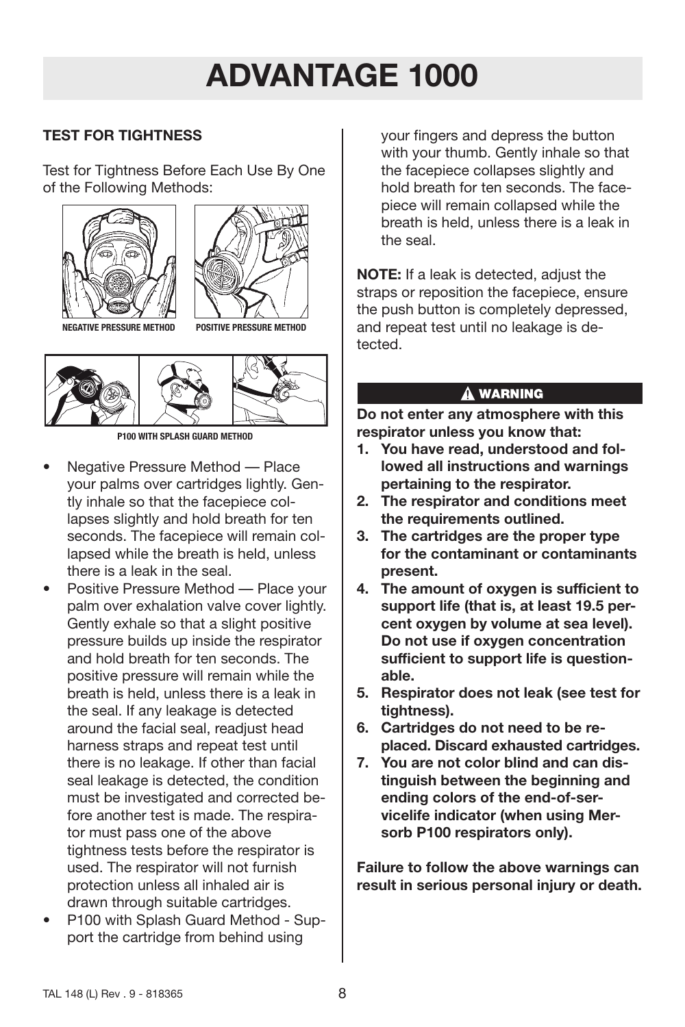# ADVANTAGE 1000

### TEST FOR TIGHTNESS

Test for Tightness Before Each Use By One of the Following Methods:

NEGATIVE PRESSURE METHOD

POSITIVE PRESSURE METHOD

P100 WITH SPLASH GUARD METHOD

- Negative Pressure Method — Place your palms over cartridges lightly. Gently inhale so that the facepiece collapses slightly and hold breath for ten seconds. The facepiece will remain collapsed while the breath is held, unless there is a leak in the seal.
- Positive Pressure Method — Place your palm over exhalation valve cover lightly. Gently exhale so that a slight positive pressure builds up inside the respirator and hold breath for ten seconds. The positive pressure will remain while the breath is held, unless there is a leak in the seal. If any leakage is detected around the facial seal, readjust head harness straps and repeat test until there is no leakage. If other than facial seal leakage is detected, the condition must be investigated and corrected before another test is made. The respirator must pass one of the above tightness tests before the respirator is used. The respirator will not furnish protection unless all inhaled air is drawn through suitable cartridges.
- P100 with Splash Guard Method - Support the cartridge from behind using your fingers and depress the button with your thumb. Gently inhale so that the facepiece collapses slightly and hold breath for ten seconds. The facepiece will remain collapsed while the breath is held, unless there is a leak in the seal.

**NOTE:** If a leak is detected, adjust the straps or reposition the facepiece, ensure the push button is completely depressed, and repeat test until no leakage is detected.

**⚠ WARNING**

**Do not enter any atmosphere with this respirator unless you know that:**

1. **You have read, understood and followed all instructions and warnings pertaining to the respirator.**
2. **The respirator and conditions meet the requirements outlined.**
3. **The cartridges are the proper type for the contaminant or contaminants present.**
4. **The amount of oxygen is sufficient to support life (that is, at least 19.5 percent oxygen by volume at sea level). Do not use if oxygen concentration sufficient to support life is questionable.**
5. **Respirator does not leak (see test for tightness).**
6. **Cartridges do not need to be replaced. Discard exhausted cartridges.**
7. **You are not color blind and can distinguish between the beginning and ending colors of the end-of-servicelife indicator (when using Mersorb P100 respirators only).**

**Failure to follow the above warnings can result in serious personal injury or death.**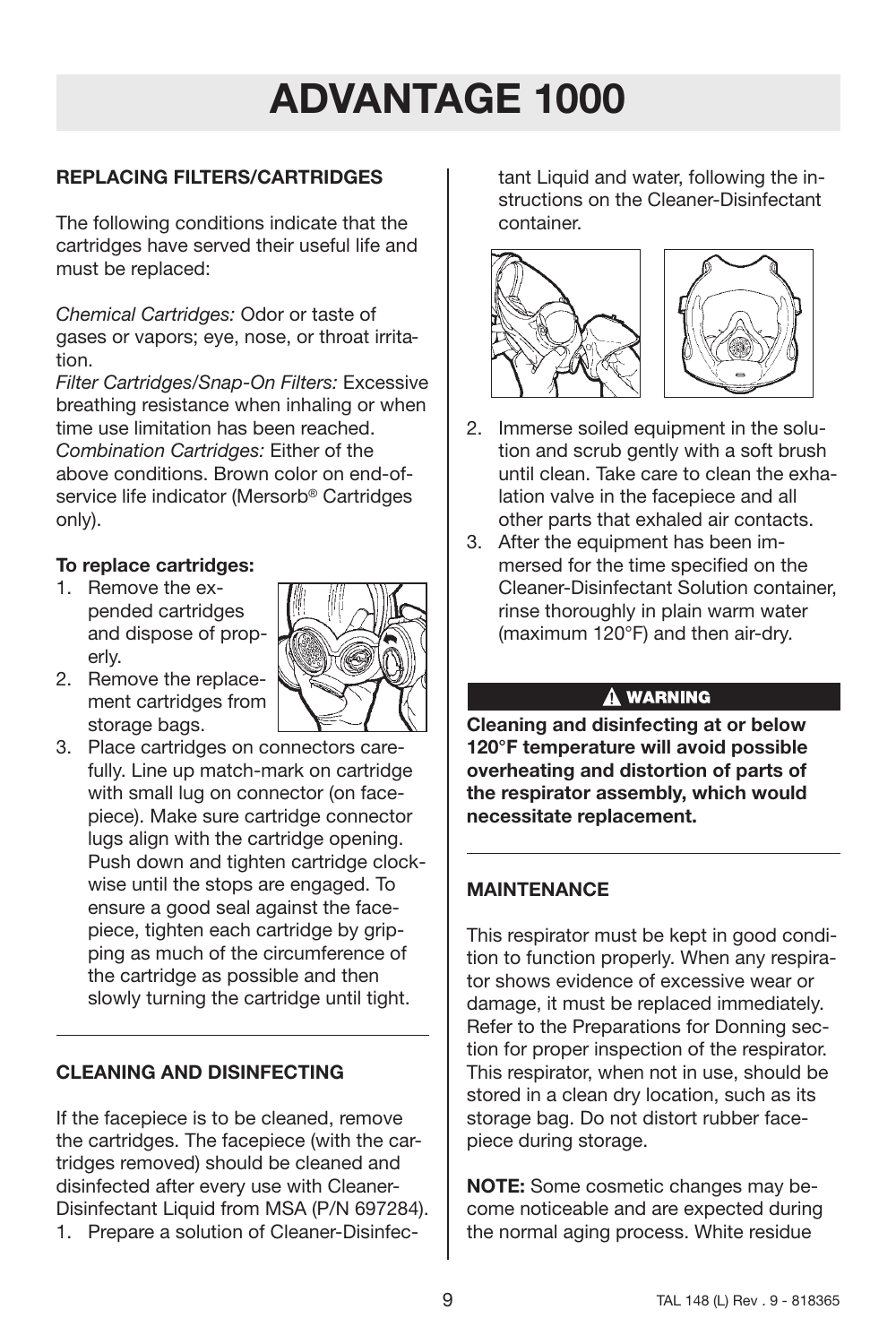# ADVANTAGE 1000

## REPLACING FILTERS/CARTRIDGES

The following conditions indicate that the cartridges have served their useful life and must be replaced:

*Chemical Cartridges:* Odor or taste of gases or vapors; eye, nose, or throat irritation.
*Filter Cartridges/Snap-On Filters:* Excessive breathing resistance when inhaling or when time use limitation has been reached.
*Combination Cartridges:* Either of the above conditions. Brown color on end-of-service life indicator (Mersorb® Cartridges only).

**To replace cartridges:**

1. Remove the expended cartridges and dispose of properly.
2. Remove the replacement cartridges from storage bags.
3. Place cartridges on connectors carefully. Line up match-mark on cartridge with small lug on connector (on facepiece). Make sure cartridge connector lugs align with the cartridge opening. Push down and tighten cartridge clockwise until the stops are engaged. To ensure a good seal against the facepiece, tighten each cartridge by gripping as much of the circumference of the cartridge as possible and then slowly turning the cartridge until tight.

## CLEANING AND DISINFECTING

If the facepiece is to be cleaned, remove the cartridges. The facepiece (with the cartridges removed) should be cleaned and disinfected after every use with Cleaner-Disinfectant Liquid from MSA (P/N 697284).

1. Prepare a solution of Cleaner-Disinfectant Liquid and water, following the instructions on the Cleaner-Disinfectant container.
2. Immerse soiled equipment in the solution and scrub gently with a soft brush until clean. Take care to clean the exhalation valve in the facepiece and all other parts that exhaled air contacts.
3. After the equipment has been immersed for the time specified on the Cleaner-Disinfectant Solution container, rinse thoroughly in plain warm water (maximum 120°F) and then air-dry.

**⚠ WARNING**

**Cleaning and disinfecting at or below 120°F temperature will avoid possible overheating and distortion of parts of the respirator assembly, which would necessitate replacement.**

## MAINTENANCE

This respirator must be kept in good condition to function properly. When any respirator shows evidence of excessive wear or damage, it must be replaced immediately. Refer to the Preparations for Donning section for proper inspection of the respirator. This respirator, when not in use, should be stored in a clean dry location, such as its storage bag. Do not distort rubber facepiece during storage.

**NOTE:** Some cosmetic changes may become noticeable and are expected during the normal aging process. White residue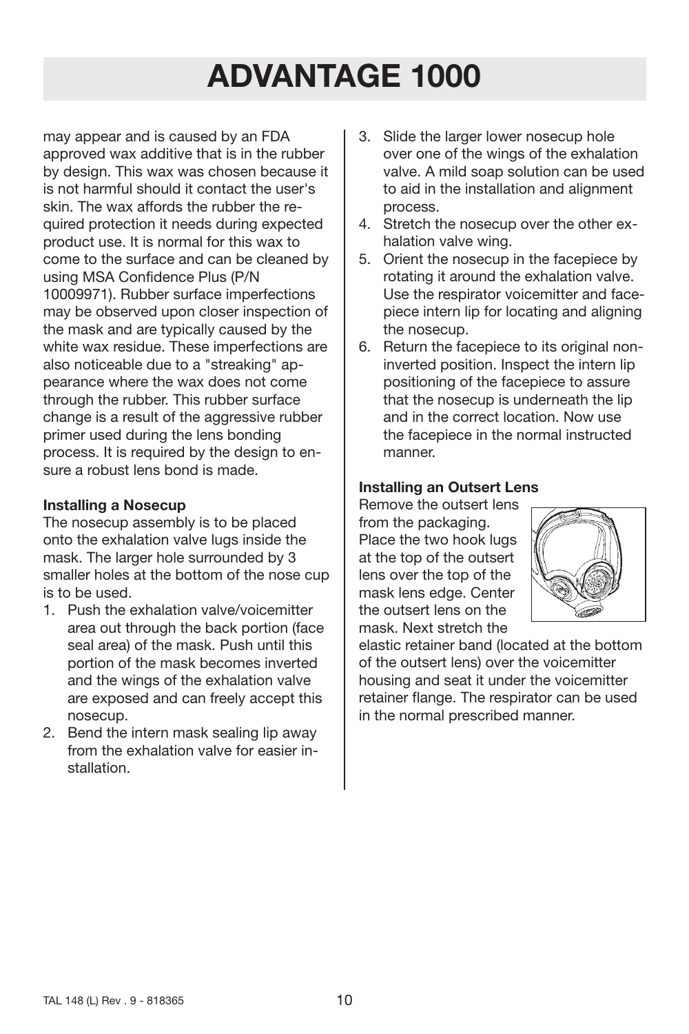may appear and is caused by an FDA approved wax additive that is in the rubber by design. This wax was chosen because it is not harmful should it contact the user's skin. The wax affords the rubber the required protection it needs during expected product use. It is normal for this wax to come to the surface and can be cleaned by using MSA Confidence Plus (P/N 10009971). Rubber surface imperfections may be observed upon closer inspection of the mask and are typically caused by the white wax residue. These imperfections are also noticeable due to a "streaking" appearance where the wax does not come through the rubber. This rubber surface change is a result of the aggressive rubber primer used during the lens bonding process. It is required by the design to ensure a robust lens bond is made.

**Installing a Nosecup**

The nosecup assembly is to be placed onto the exhalation valve lugs inside the mask. The larger hole surrounded by 3 smaller holes at the bottom of the nose cup is to be used.

1. Push the exhalation valve/voicemitter area out through the back portion (face seal area) of the mask. Push until this portion of the mask becomes inverted and the wings of the exhalation valve are exposed and can freely accept this nosecup.
2. Bend the intern mask sealing lip away from the exhalation valve for easier installation.
3. Slide the larger lower nosecup hole over one of the wings of the exhalation valve. A mild soap solution can be used to aid in the installation and alignment process.
4. Stretch the nosecup over the other exhalation valve wing.
5. Orient the nosecup in the facepiece by rotating it around the exhalation valve. Use the respirator voicemitter and facepiece intern lip for locating and aligning the nosecup.
6. Return the facepiece to its original non-inverted position. Inspect the intern lip positioning of the facepiece to assure that the nosecup is underneath the lip and in the correct location. Now use the facepiece in the normal instructed manner.

**Installing an Outsert Lens**

Remove the outsert lens from the packaging. Place the two hook lugs at the top of the outsert lens over the top of the mask lens edge. Center the outsert lens on the mask. Next stretch the elastic retainer band (located at the bottom of the outsert lens) over the voicemitter housing and seat it under the voicemitter retainer flange. The respirator can be used in the normal prescribed manner.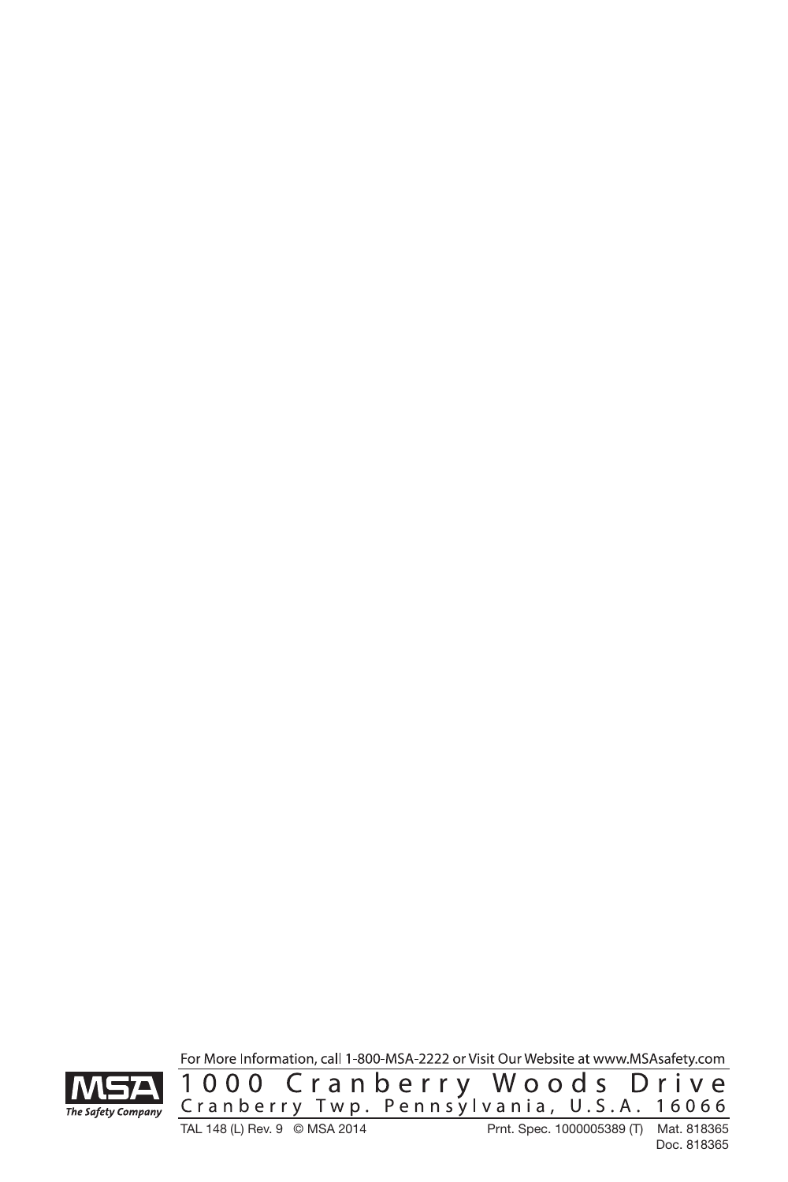For More Information, call 1-800-MSA-2222 or Visit Our Website at www.MSAsafety.com

MSA The Safety Company

1000 Cranberry Woods Drive
Cranberry Twp. Pennsylvania, U.S.A. 16066

TAL 148 (L) Rev. 9 © MSA 2014 Prnt. Spec. 1000005389 (T) Mat. 818365
Doc. 818365